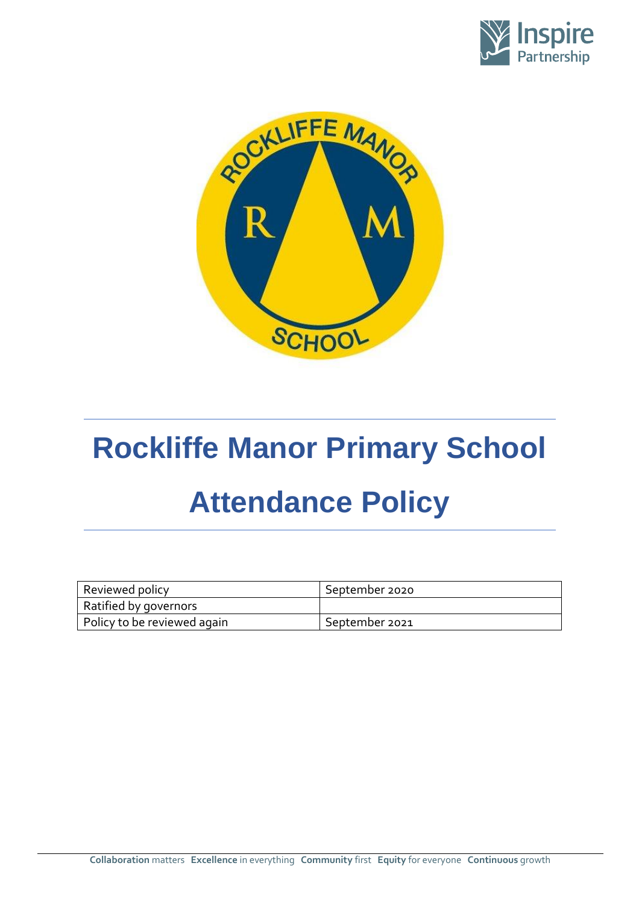# Rockliffe Manor Primary School

# Attendance Policy

| Reviewed policy | September 2020 |
|---|---|
| Ratified by governors | |
| Policy to be reviewed again | September 2021 |

**Collaboration** matters **Excellence** in everything **Community** first **Equity** for everyone **Continuous** growth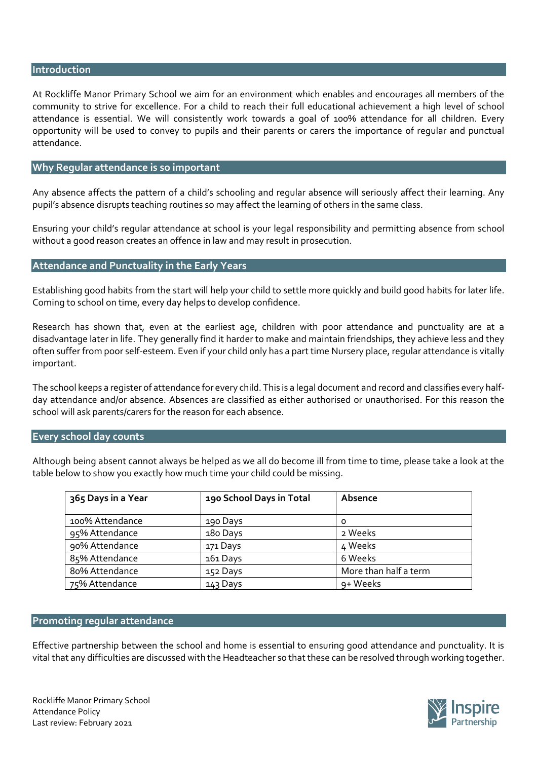## Introduction

At Rockliffe Manor Primary School we aim for an environment which enables and encourages all members of the community to strive for excellence. For a child to reach their full educational achievement a high level of school attendance is essential. We will consistently work towards a goal of 100% attendance for all children. Every opportunity will be used to convey to pupils and their parents or carers the importance of regular and punctual attendance.

## Why Regular attendance is so important

Any absence affects the pattern of a child's schooling and regular absence will seriously affect their learning. Any pupil's absence disrupts teaching routines so may affect the learning of others in the same class.

Ensuring your child's regular attendance at school is your legal responsibility and permitting absence from school without a good reason creates an offence in law and may result in prosecution.

## Attendance and Punctuality in the Early Years

Establishing good habits from the start will help your child to settle more quickly and build good habits for later life. Coming to school on time, every day helps to develop confidence.

Research has shown that, even at the earliest age, children with poor attendance and punctuality are at a disadvantage later in life. They generally find it harder to make and maintain friendships, they achieve less and they often suffer from poor self-esteem. Even if your child only has a part time Nursery place, regular attendance is vitally important.

The school keeps a register of attendance for every child. This is a legal document and record and classifies every half-day attendance and/or absence. Absences are classified as either authorised or unauthorised. For this reason the school will ask parents/carers for the reason for each absence.

## Every school day counts

Although being absent cannot always be helped as we all do become ill from time to time, please take a look at the table below to show you exactly how much time your child could be missing.

| 365 Days in a Year | 190 School Days in Total | Absence |
|---|---|---|
| 100% Attendance | 190 Days | 0 |
| 95% Attendance | 180 Days | 2 Weeks |
| 90% Attendance | 171 Days | 4 Weeks |
| 85% Attendance | 161 Days | 6 Weeks |
| 80% Attendance | 152 Days | More than half a term |
| 75% Attendance | 143 Days | 9+ Weeks |

## Promoting regular attendance

Effective partnership between the school and home is essential to ensuring good attendance and punctuality. It is vital that any difficulties are discussed with the Headteacher so that these can be resolved through working together.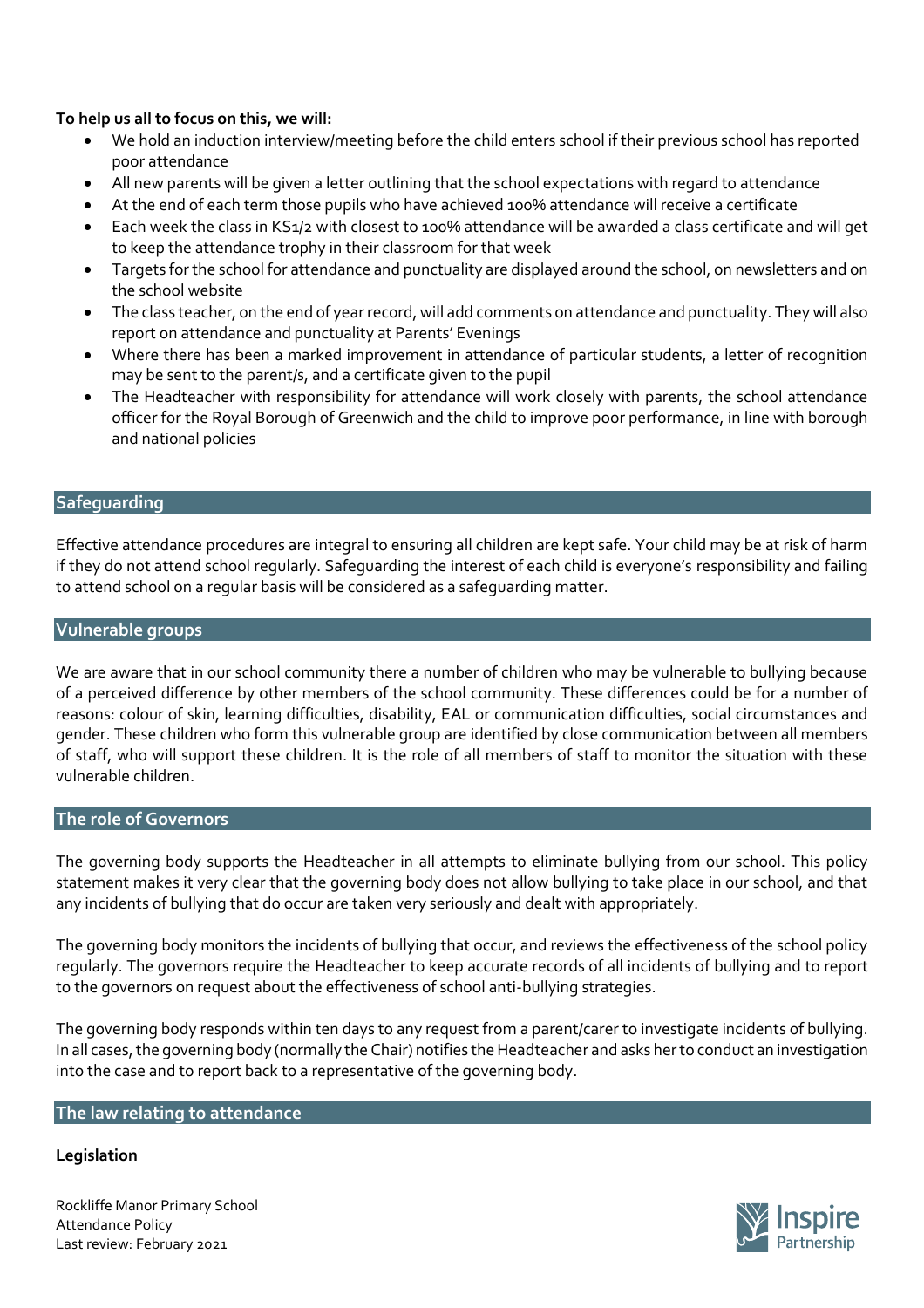**To help us all to focus on this, we will:**

- We hold an induction interview/meeting before the child enters school if their previous school has reported poor attendance
- All new parents will be given a letter outlining that the school expectations with regard to attendance
- At the end of each term those pupils who have achieved 100% attendance will receive a certificate
- Each week the class in KS1/2 with closest to 100% attendance will be awarded a class certificate and will get to keep the attendance trophy in their classroom for that week
- Targets for the school for attendance and punctuality are displayed around the school, on newsletters and on the school website
- The class teacher, on the end of year record, will add comments on attendance and punctuality. They will also report on attendance and punctuality at Parents' Evenings
- Where there has been a marked improvement in attendance of particular students, a letter of recognition may be sent to the parent/s, and a certificate given to the pupil
- The Headteacher with responsibility for attendance will work closely with parents, the school attendance officer for the Royal Borough of Greenwich and the child to improve poor performance, in line with borough and national policies

## Safeguarding

Effective attendance procedures are integral to ensuring all children are kept safe. Your child may be at risk of harm if they do not attend school regularly. Safeguarding the interest of each child is everyone's responsibility and failing to attend school on a regular basis will be considered as a safeguarding matter.

## Vulnerable groups

We are aware that in our school community there a number of children who may be vulnerable to bullying because of a perceived difference by other members of the school community. These differences could be for a number of reasons: colour of skin, learning difficulties, disability, EAL or communication difficulties, social circumstances and gender. These children who form this vulnerable group are identified by close communication between all members of staff, who will support these children. It is the role of all members of staff to monitor the situation with these vulnerable children.

## The role of Governors

The governing body supports the Headteacher in all attempts to eliminate bullying from our school. This policy statement makes it very clear that the governing body does not allow bullying to take place in our school, and that any incidents of bullying that do occur are taken very seriously and dealt with appropriately.

The governing body monitors the incidents of bullying that occur, and reviews the effectiveness of the school policy regularly. The governors require the Headteacher to keep accurate records of all incidents of bullying and to report to the governors on request about the effectiveness of school anti-bullying strategies.

The governing body responds within ten days to any request from a parent/carer to investigate incidents of bullying. In all cases, the governing body (normally the Chair) notifies the Headteacher and asks her to conduct an investigation into the case and to report back to a representative of the governing body.

## The law relating to attendance

**Legislation**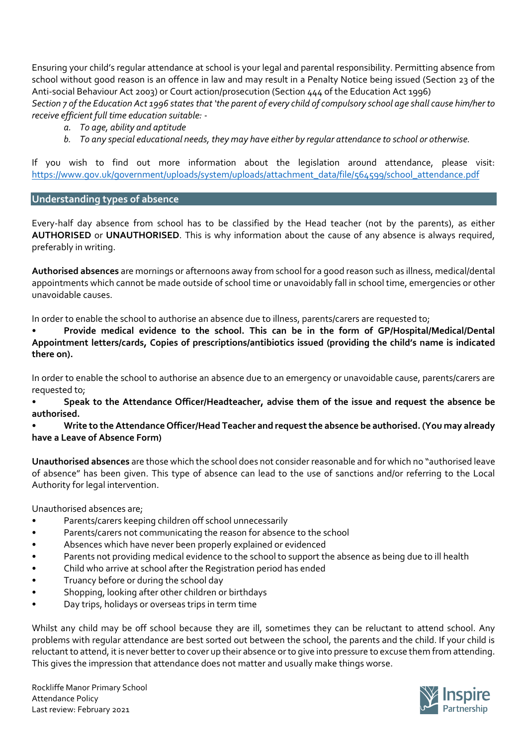Ensuring your child's regular attendance at school is your legal and parental responsibility. Permitting absence from school without good reason is an offence in law and may result in a Penalty Notice being issued (Section 23 of the Anti-social Behaviour Act 2003) or Court action/prosecution (Section 444 of the Education Act 1996)

*Section 7 of the Education Act 1996 states that 'the parent of every child of compulsory school age shall cause him/her to receive efficient full time education suitable: -*

a. *To age, ability and aptitude*
b. *To any special educational needs, they may have either by regular attendance to school or otherwise.*

If you wish to find out more information about the legislation around attendance, please visit: https://www.gov.uk/government/uploads/system/uploads/attachment_data/file/564599/school_attendance.pdf

## Understanding types of absence

Every-half day absence from school has to be classified by the Head teacher (not by the parents), as either **AUTHORISED** or **UNAUTHORISED**. This is why information about the cause of any absence is always required, preferably in writing.

**Authorised absences** are mornings or afternoons away from school for a good reason such as illness, medical/dental appointments which cannot be made outside of school time or unavoidably fall in school time, emergencies or other unavoidable causes.

In order to enable the school to authorise an absence due to illness, parents/carers are requested to;

- **Provide medical evidence to the school. This can be in the form of GP/Hospital/Medical/Dental Appointment letters/cards, Copies of prescriptions/antibiotics issued (providing the child's name is indicated there on).**

In order to enable the school to authorise an absence due to an emergency or unavoidable cause, parents/carers are requested to;

- **Speak to the Attendance Officer/Headteacher, advise them of the issue and request the absence be authorised.**
- **Write to the Attendance Officer/Head Teacher and request the absence be authorised. (You may already have a Leave of Absence Form)**

**Unauthorised absences** are those which the school does not consider reasonable and for which no "authorised leave of absence" has been given. This type of absence can lead to the use of sanctions and/or referring to the Local Authority for legal intervention.

Unauthorised absences are;

- Parents/carers keeping children off school unnecessarily
- Parents/carers not communicating the reason for absence to the school
- Absences which have never been properly explained or evidenced
- Parents not providing medical evidence to the school to support the absence as being due to ill health
- Child who arrive at school after the Registration period has ended
- Truancy before or during the school day
- Shopping, looking after other children or birthdays
- Day trips, holidays or overseas trips in term time

Whilst any child may be off school because they are ill, sometimes they can be reluctant to attend school. Any problems with regular attendance are best sorted out between the school, the parents and the child. If your child is reluctant to attend, it is never better to cover up their absence or to give into pressure to excuse them from attending. This gives the impression that attendance does not matter and usually make things worse.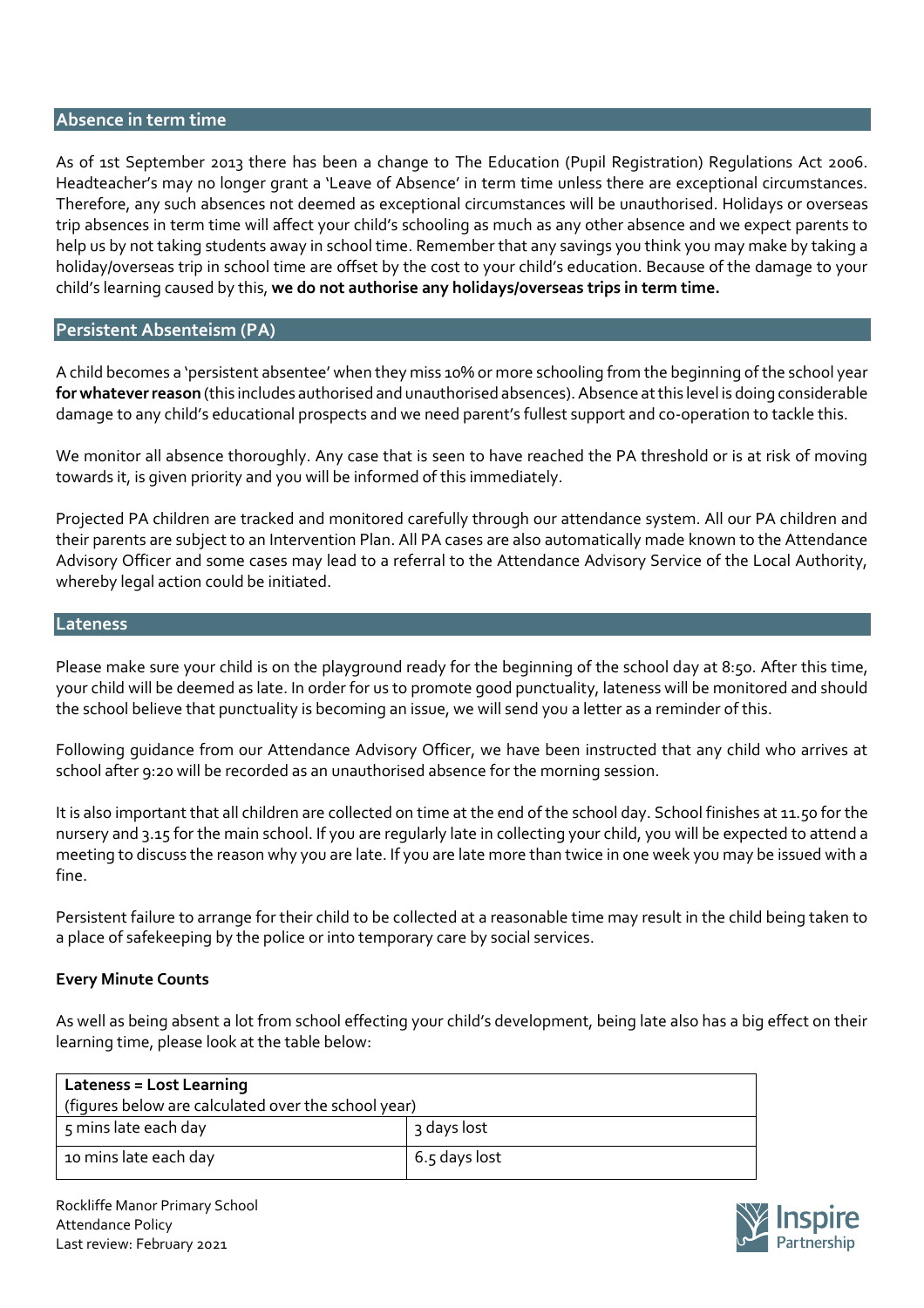## Absence in term time

As of 1st September 2013 there has been a change to The Education (Pupil Registration) Regulations Act 2006. Headteacher's may no longer grant a 'Leave of Absence' in term time unless there are exceptional circumstances. Therefore, any such absences not deemed as exceptional circumstances will be unauthorised. Holidays or overseas trip absences in term time will affect your child's schooling as much as any other absence and we expect parents to help us by not taking students away in school time. Remember that any savings you think you may make by taking a holiday/overseas trip in school time are offset by the cost to your child's education. Because of the damage to your child's learning caused by this, **we do not authorise any holidays/overseas trips in term time.**

## Persistent Absenteism (PA)

A child becomes a 'persistent absentee' when they miss 10% or more schooling from the beginning of the school year **for whatever reason** (this includes authorised and unauthorised absences). Absence at this level is doing considerable damage to any child's educational prospects and we need parent's fullest support and co-operation to tackle this.

We monitor all absence thoroughly. Any case that is seen to have reached the PA threshold or is at risk of moving towards it, is given priority and you will be informed of this immediately.

Projected PA children are tracked and monitored carefully through our attendance system. All our PA children and their parents are subject to an Intervention Plan. All PA cases are also automatically made known to the Attendance Advisory Officer and some cases may lead to a referral to the Attendance Advisory Service of the Local Authority, whereby legal action could be initiated.

## Lateness

Please make sure your child is on the playground ready for the beginning of the school day at 8:50. After this time, your child will be deemed as late. In order for us to promote good punctuality, lateness will be monitored and should the school believe that punctuality is becoming an issue, we will send you a letter as a reminder of this.

Following guidance from our Attendance Advisory Officer, we have been instructed that any child who arrives at school after 9:20 will be recorded as an unauthorised absence for the morning session.

It is also important that all children are collected on time at the end of the school day. School finishes at 11.50 for the nursery and 3.15 for the main school. If you are regularly late in collecting your child, you will be expected to attend a meeting to discuss the reason why you are late. If you are late more than twice in one week you may be issued with a fine.

Persistent failure to arrange for their child to be collected at a reasonable time may result in the child being taken to a place of safekeeping by the police or into temporary care by social services.

**Every Minute Counts**

As well as being absent a lot from school effecting your child's development, being late also has a big effect on their learning time, please look at the table below:

| **Lateness = Lost Learning** (figures below are calculated over the school year) | |
|---|---|
| 5 mins late each day | 3 days lost |
| 10 mins late each day | 6.5 days lost |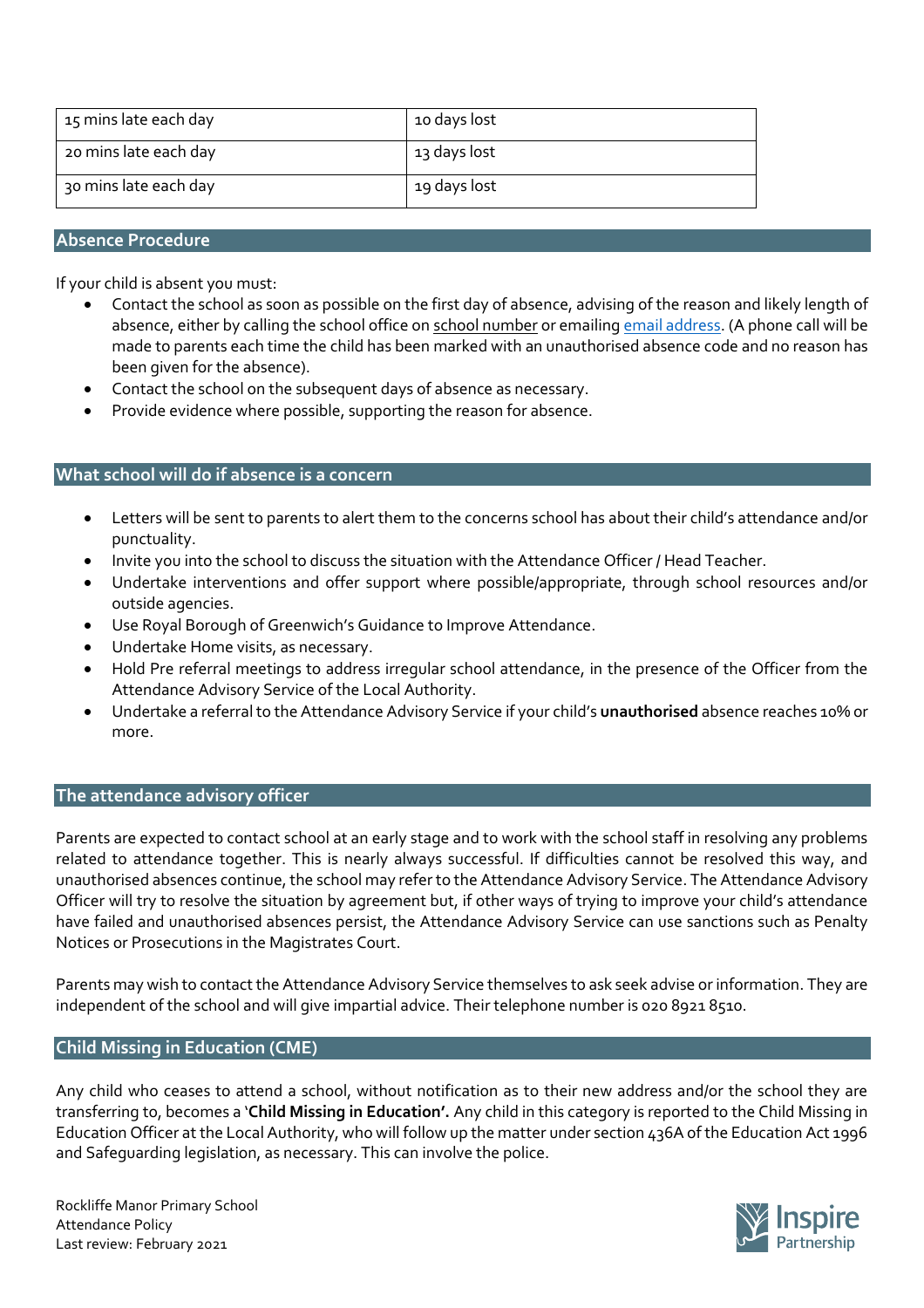| 15 mins late each day | 10 days lost |
|---|---|
| 20 mins late each day | 13 days lost |
| 30 mins late each day | 19 days lost |

## Absence Procedure

If your child is absent you must:

- Contact the school as soon as possible on the first day of absence, advising of the reason and likely length of absence, either by calling the school office on school number or emailing email address. (A phone call will be made to parents each time the child has been marked with an unauthorised absence code and no reason has been given for the absence).
- Contact the school on the subsequent days of absence as necessary.
- Provide evidence where possible, supporting the reason for absence.

## What school will do if absence is a concern

- Letters will be sent to parents to alert them to the concerns school has about their child's attendance and/or punctuality.
- Invite you into the school to discuss the situation with the Attendance Officer / Head Teacher.
- Undertake interventions and offer support where possible/appropriate, through school resources and/or outside agencies.
- Use Royal Borough of Greenwich's Guidance to Improve Attendance.
- Undertake Home visits, as necessary.
- Hold Pre referral meetings to address irregular school attendance, in the presence of the Officer from the Attendance Advisory Service of the Local Authority.
- Undertake a referral to the Attendance Advisory Service if your child's **unauthorised** absence reaches 10% or more.

## The attendance advisory officer

Parents are expected to contact school at an early stage and to work with the school staff in resolving any problems related to attendance together. This is nearly always successful. If difficulties cannot be resolved this way, and unauthorised absences continue, the school may refer to the Attendance Advisory Service. The Attendance Advisory Officer will try to resolve the situation by agreement but, if other ways of trying to improve your child's attendance have failed and unauthorised absences persist, the Attendance Advisory Service can use sanctions such as Penalty Notices or Prosecutions in the Magistrates Court.

Parents may wish to contact the Attendance Advisory Service themselves to ask seek advise or information. They are independent of the school and will give impartial advice. Their telephone number is 020 8921 8510.

## Child Missing in Education (CME)

Any child who ceases to attend a school, without notification as to their new address and/or the school they are transferring to, becomes a '**Child Missing in Education'.** Any child in this category is reported to the Child Missing in Education Officer at the Local Authority, who will follow up the matter under section 436A of the Education Act 1996 and Safeguarding legislation, as necessary. This can involve the police.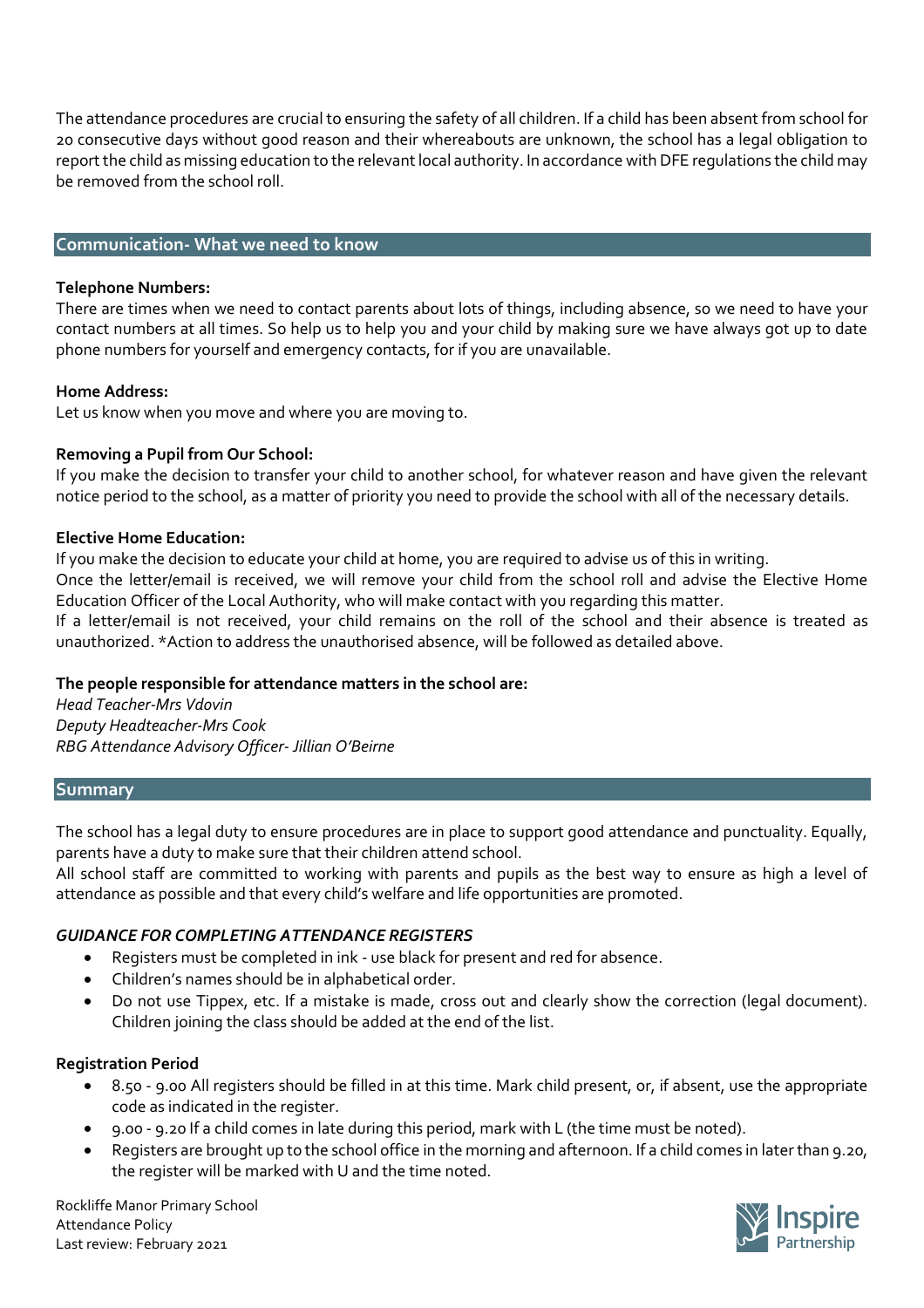The attendance procedures are crucial to ensuring the safety of all children. If a child has been absent from school for 20 consecutive days without good reason and their whereabouts are unknown, the school has a legal obligation to report the child as missing education to the relevant local authority. In accordance with DFE regulations the child may be removed from the school roll.

## Communication- What we need to know

**Telephone Numbers:**
There are times when we need to contact parents about lots of things, including absence, so we need to have your contact numbers at all times. So help us to help you and your child by making sure we have always got up to date phone numbers for yourself and emergency contacts, for if you are unavailable.

**Home Address:**
Let us know when you move and where you are moving to.

**Removing a Pupil from Our School:**
If you make the decision to transfer your child to another school, for whatever reason and have given the relevant notice period to the school, as a matter of priority you need to provide the school with all of the necessary details.

**Elective Home Education:**
If you make the decision to educate your child at home, you are required to advise us of this in writing.
Once the letter/email is received, we will remove your child from the school roll and advise the Elective Home Education Officer of the Local Authority, who will make contact with you regarding this matter.
If a letter/email is not received, your child remains on the roll of the school and their absence is treated as unauthorized. *Action to address the unauthorised absence, will be followed as detailed above.

**The people responsible for attendance matters in the school are:**
*Head Teacher-Mrs Vdovin*
*Deputy Headteacher-Mrs Cook*
*RBG Attendance Advisory Officer- Jillian O'Beirne*

## Summary

The school has a legal duty to ensure procedures are in place to support good attendance and punctuality. Equally, parents have a duty to make sure that their children attend school.
All school staff are committed to working with parents and pupils as the best way to ensure as high a level of attendance as possible and that every child's welfare and life opportunities are promoted.

***GUIDANCE FOR COMPLETING ATTENDANCE REGISTERS***

- Registers must be completed in ink - use black for present and red for absence.
- Children's names should be in alphabetical order.
- Do not use Tippex, etc. If a mistake is made, cross out and clearly show the correction (legal document). Children joining the class should be added at the end of the list.

**Registration Period**

- 8.50 - 9.00 All registers should be filled in at this time. Mark child present, or, if absent, use the appropriate code as indicated in the register.
- 9.00 - 9.20 If a child comes in late during this period, mark with L (the time must be noted).
- Registers are brought up to the school office in the morning and afternoon. If a child comes in later than 9.20, the register will be marked with U and the time noted.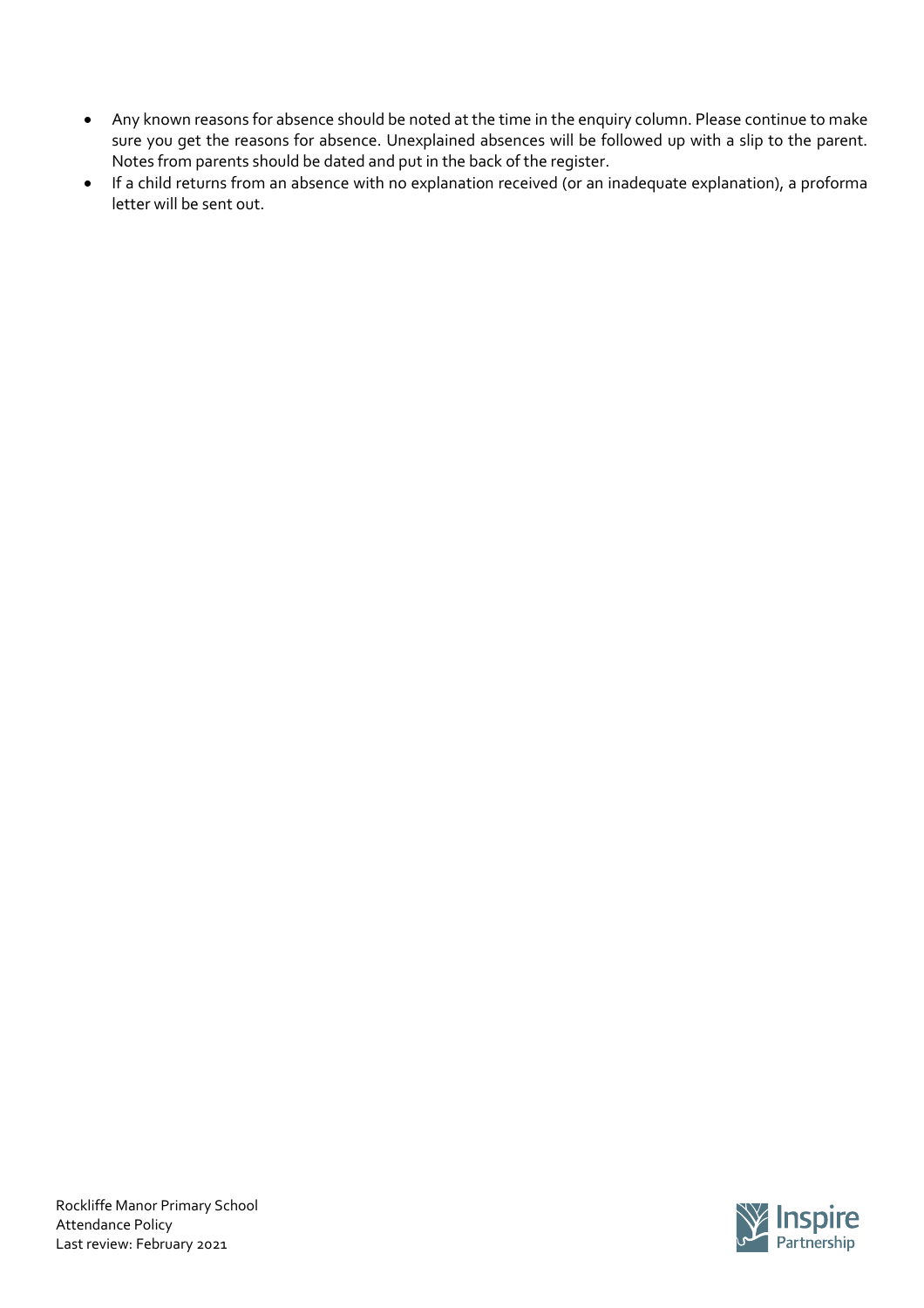- Any known reasons for absence should be noted at the time in the enquiry column. Please continue to make sure you get the reasons for absence. Unexplained absences will be followed up with a slip to the parent. Notes from parents should be dated and put in the back of the register.
- If a child returns from an absence with no explanation received (or an inadequate explanation), a proforma letter will be sent out.